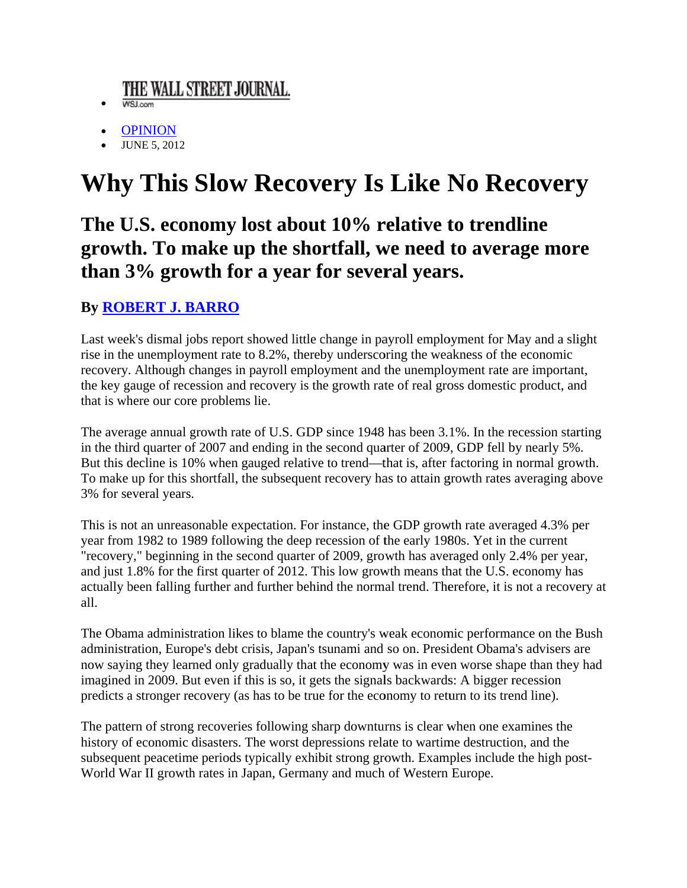- THE WALL STREET JOURNAL.
  WSJ.com

- OPINION
- JUNE 5, 2012

# Why This Slow Recovery Is Like No Recovery

## The U.S. economy lost about 10% relative to trendline growth. To make up the shortfall, we need to average more than 3% growth for a year for several years.

### By ROBERT J. BARRO

Last week's dismal jobs report showed little change in payroll employment for May and a slight rise in the unemployment rate to 8.2%, thereby underscoring the weakness of the economic recovery. Although changes in payroll employment and the unemployment rate are important, the key gauge of recession and recovery is the growth rate of real gross domestic product, and that is where our core problems lie.

The average annual growth rate of U.S. GDP since 1948 has been 3.1%. In the recession starting in the third quarter of 2007 and ending in the second quarter of 2009, GDP fell by nearly 5%. But this decline is 10% when gauged relative to trend—that is, after factoring in normal growth. To make up for this shortfall, the subsequent recovery has to attain growth rates averaging above 3% for several years.

This is not an unreasonable expectation. For instance, the GDP growth rate averaged 4.3% per year from 1982 to 1989 following the deep recession of the early 1980s. Yet in the current "recovery," beginning in the second quarter of 2009, growth has averaged only 2.4% per year, and just 1.8% for the first quarter of 2012. This low growth means that the U.S. economy has actually been falling further and further behind the normal trend. Therefore, it is not a recovery at all.

The Obama administration likes to blame the country's weak economic performance on the Bush administration, Europe's debt crisis, Japan's tsunami and so on. President Obama's advisers are now saying they learned only gradually that the economy was in even worse shape than they had imagined in 2009. But even if this is so, it gets the signals backwards: A bigger recession predicts a stronger recovery (as has to be true for the economy to return to its trend line).

The pattern of strong recoveries following sharp downturns is clear when one examines the history of economic disasters. The worst depressions relate to wartime destruction, and the subsequent peacetime periods typically exhibit strong growth. Examples include the high post-World War II growth rates in Japan, Germany and much of Western Europe.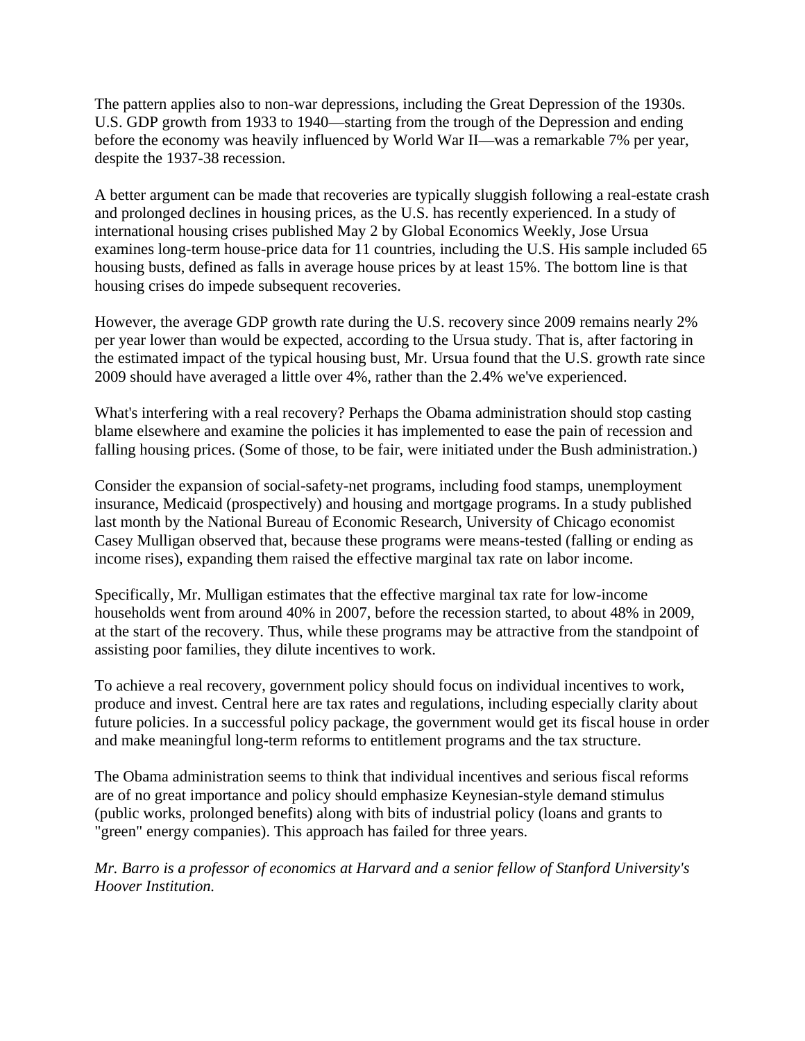The pattern applies also to non-war depressions, including the Great Depression of the 1930s. U.S. GDP growth from 1933 to 1940—starting from the trough of the Depression and ending before the economy was heavily influenced by World War II—was a remarkable 7% per year, despite the 1937-38 recession.

A better argument can be made that recoveries are typically sluggish following a real-estate crash and prolonged declines in housing prices, as the U.S. has recently experienced. In a study of international housing crises published May 2 by Global Economics Weekly, Jose Ursua examines long-term house-price data for 11 countries, including the U.S. His sample included 65 housing busts, defined as falls in average house prices by at least 15%. The bottom line is that housing crises do impede subsequent recoveries.

However, the average GDP growth rate during the U.S. recovery since 2009 remains nearly 2% per year lower than would be expected, according to the Ursua study. That is, after factoring in the estimated impact of the typical housing bust, Mr. Ursua found that the U.S. growth rate since 2009 should have averaged a little over 4%, rather than the 2.4% we've experienced.

What's interfering with a real recovery? Perhaps the Obama administration should stop casting blame elsewhere and examine the policies it has implemented to ease the pain of recession and falling housing prices. (Some of those, to be fair, were initiated under the Bush administration.)

Consider the expansion of social-safety-net programs, including food stamps, unemployment insurance, Medicaid (prospectively) and housing and mortgage programs. In a study published last month by the National Bureau of Economic Research, University of Chicago economist Casey Mulligan observed that, because these programs were means-tested (falling or ending as income rises), expanding them raised the effective marginal tax rate on labor income.

Specifically, Mr. Mulligan estimates that the effective marginal tax rate for low-income households went from around 40% in 2007, before the recession started, to about 48% in 2009, at the start of the recovery. Thus, while these programs may be attractive from the standpoint of assisting poor families, they dilute incentives to work.

To achieve a real recovery, government policy should focus on individual incentives to work, produce and invest. Central here are tax rates and regulations, including especially clarity about future policies. In a successful policy package, the government would get its fiscal house in order and make meaningful long-term reforms to entitlement programs and the tax structure.

The Obama administration seems to think that individual incentives and serious fiscal reforms are of no great importance and policy should emphasize Keynesian-style demand stimulus (public works, prolonged benefits) along with bits of industrial policy (loans and grants to "green" energy companies). This approach has failed for three years.

*Mr. Barro is a professor of economics at Harvard and a senior fellow of Stanford University's Hoover Institution.*